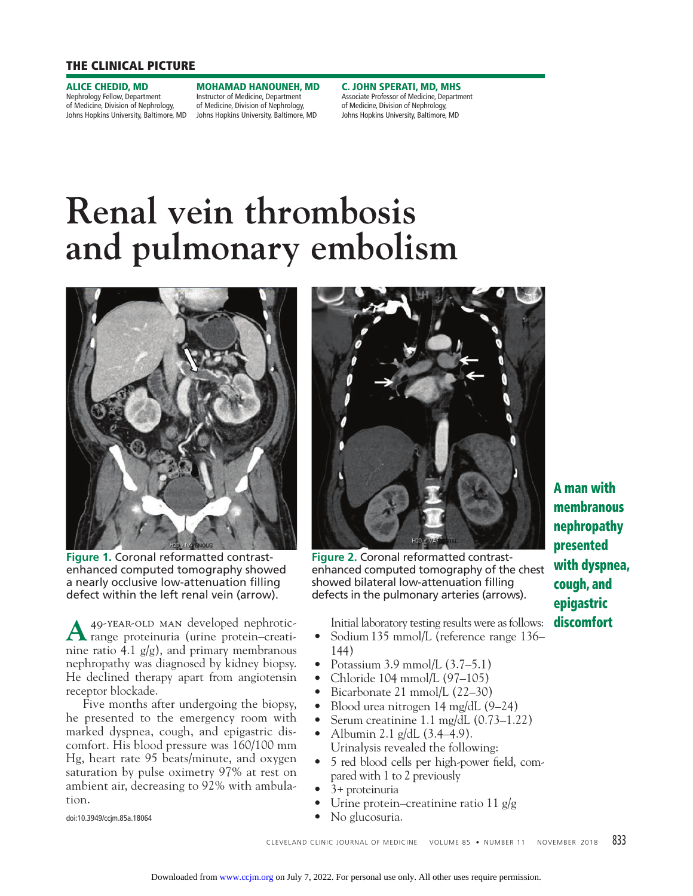THE CLINICAL PICTURE

**ALICE CHEDID, MD**
Nephrology Fellow, Department of Medicine, Division of Nephrology, Johns Hopkins University, Baltimore, MD

**MOHAMAD HANOUNEH, MD**
Instructor of Medicine, Department of Medicine, Division of Nephrology, Johns Hopkins University, Baltimore, MD

**C. JOHN SPERATI, MD, MHS**
Associate Professor of Medicine, Department of Medicine, Division of Nephrology, Johns Hopkins University, Baltimore, MD

# Renal vein thrombosis and pulmonary embolism

**A man with membranous nephropathy presented with dyspnea, cough, and epigastric discomfort**

**Figure 1.** Coronal reformatted contrast-enhanced computed tomography showed a nearly occlusive low-attenuation filling defect within the left renal vein (arrow).

**Figure 2.** Coronal reformatted contrast-enhanced computed tomography of the chest showed bilateral low-attenuation filling defects in the pulmonary arteries (arrows).

A 49-YEAR-OLD MAN developed nephrotic-range proteinuria (urine protein–creatinine ratio 4.1 g/g), and primary membranous nephropathy was diagnosed by kidney biopsy. He declined therapy apart from angiotensin receptor blockade.

Five months after undergoing the biopsy, he presented to the emergency room with marked dyspnea, cough, and epigastric discomfort. His blood pressure was 160/100 mm Hg, heart rate 95 beats/minute, and oxygen saturation by pulse oximetry 97% at rest on ambient air, decreasing to 92% with ambulation.

Initial laboratory testing results were as follows:

- Sodium 135 mmol/L (reference range 136–144)
- Potassium 3.9 mmol/L (3.7–5.1)
- Chloride 104 mmol/L (97–105)
- Bicarbonate 21 mmol/L (22–30)
- Blood urea nitrogen 14 mg/dL (9–24)
- Serum creatinine 1.1 mg/dL (0.73–1.22)
- Albumin 2.1 g/dL (3.4–4.9).

Urinalysis revealed the following:

- 5 red blood cells per high-power field, compared with 1 to 2 previously
- 3+ proteinuria
- Urine protein–creatinine ratio 11 g/g
- No glucosuria.

doi:10.3949/ccjm.85a.18064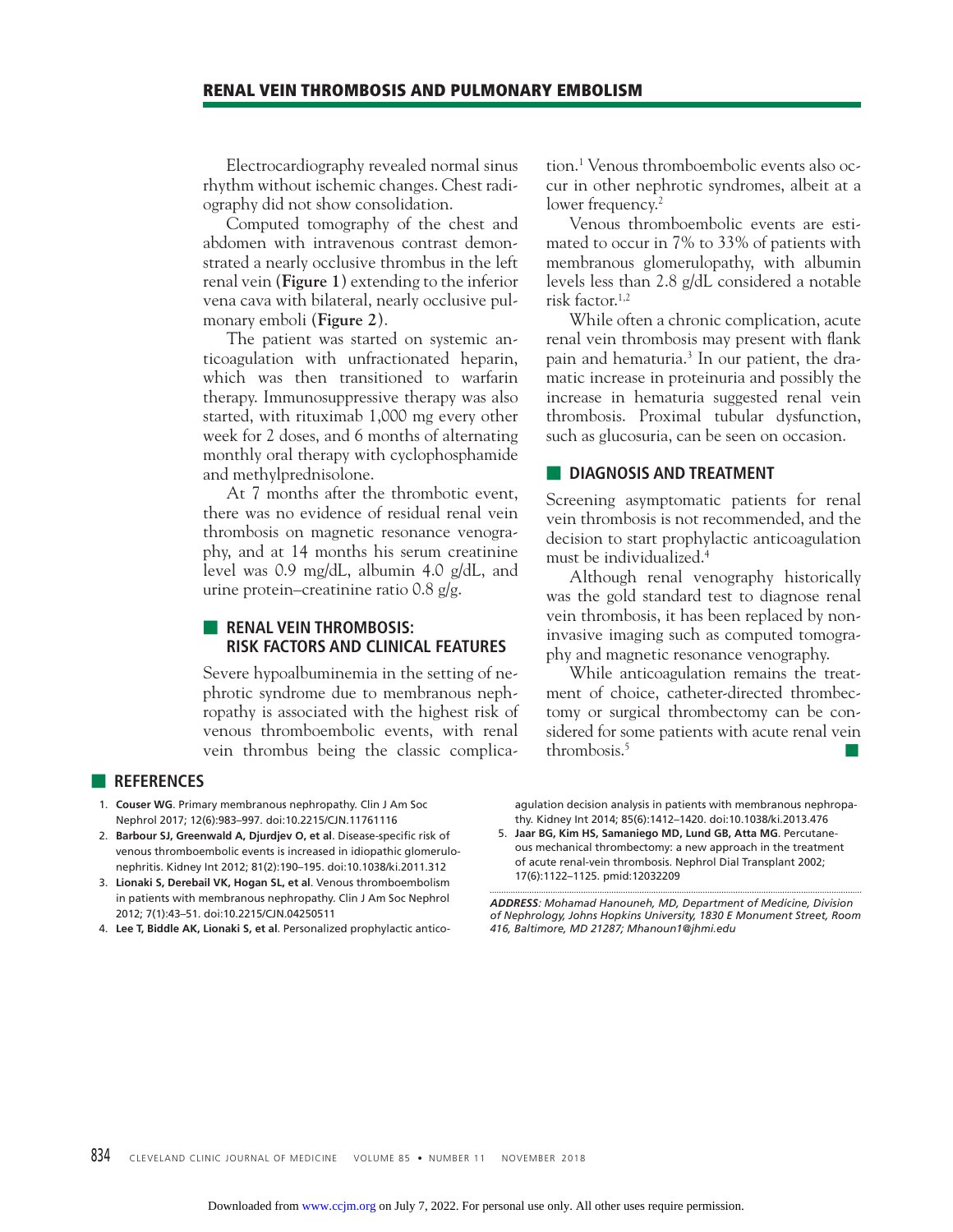Electrocardiography revealed normal sinus rhythm without ischemic changes. Chest radiography did not show consolidation.

Computed tomography of the chest and abdomen with intravenous contrast demonstrated a nearly occlusive thrombus in the left renal vein (**Figure 1**) extending to the inferior vena cava with bilateral, nearly occlusive pulmonary emboli (**Figure 2**).

The patient was started on systemic anticoagulation with unfractionated heparin, which was then transitioned to warfarin therapy. Immunosuppressive therapy was also started, with rituximab 1,000 mg every other week for 2 doses, and 6 months of alternating monthly oral therapy with cyclophosphamide and methylprednisolone.

At 7 months after the thrombotic event, there was no evidence of residual renal vein thrombosis on magnetic resonance venography, and at 14 months his serum creatinine level was 0.9 mg/dL, albumin 4.0 g/dL, and urine protein–creatinine ratio 0.8 g/g.

## RENAL VEIN THROMBOSIS: RISK FACTORS AND CLINICAL FEATURES

Severe hypoalbuminemia in the setting of nephrotic syndrome due to membranous nephropathy is associated with the highest risk of venous thromboembolic events, with renal vein thrombus being the classic complication.[1] Venous thromboembolic events also occur in other nephrotic syndromes, albeit at a lower frequency.[2]

Venous thromboembolic events are estimated to occur in 7% to 33% of patients with membranous glomerulopathy, with albumin levels less than 2.8 g/dL considered a notable risk factor.[1,2]

While often a chronic complication, acute renal vein thrombosis may present with flank pain and hematuria.[3] In our patient, the dramatic increase in proteinuria and possibly the increase in hematuria suggested renal vein thrombosis. Proximal tubular dysfunction, such as glucosuria, can be seen on occasion.

## DIAGNOSIS AND TREATMENT

Screening asymptomatic patients for renal vein thrombosis is not recommended, and the decision to start prophylactic anticoagulation must be individualized.[4]

Although renal venography historically was the gold standard test to diagnose renal vein thrombosis, it has been replaced by noninvasive imaging such as computed tomography and magnetic resonance venography.

While anticoagulation remains the treatment of choice, catheter-directed thrombectomy or surgical thrombectomy can be considered for some patients with acute renal vein thrombosis.[5]

## REFERENCES

1. **Couser WG**. Primary membranous nephropathy. Clin J Am Soc Nephrol 2017; 12(6):983–997. doi:10.2215/CJN.11761116
2. **Barbour SJ, Greenwald A, Djurdjev O, et al**. Disease-specific risk of venous thromboembolic events is increased in idiopathic glomerulonephritis. Kidney Int 2012; 81(2):190–195. doi:10.1038/ki.2011.312
3. **Lionaki S, Derebail VK, Hogan SL, et al**. Venous thromboembolism in patients with membranous nephropathy. Clin J Am Soc Nephrol 2012; 7(1):43–51. doi:10.2215/CJN.04250511
4. **Lee T, Biddle AK, Lionaki S, et al**. Personalized prophylactic anticoagulation decision analysis in patients with membranous nephropathy. Kidney Int 2014; 85(6):1412–1420. doi:10.1038/ki.2013.476
5. **Jaar BG, Kim HS, Samaniego MD, Lund GB, Atta MG**. Percutaneous mechanical thrombectomy: a new approach in the treatment of acute renal-vein thrombosis. Nephrol Dial Transplant 2002; 17(6):1122–1125. pmid:12032209

*ADDRESS: Mohamad Hanouneh, MD, Department of Medicine, Division of Nephrology, Johns Hopkins University, 1830 E Monument Street, Room 416, Baltimore, MD 21287; Mhanoun1@jhmi.edu*